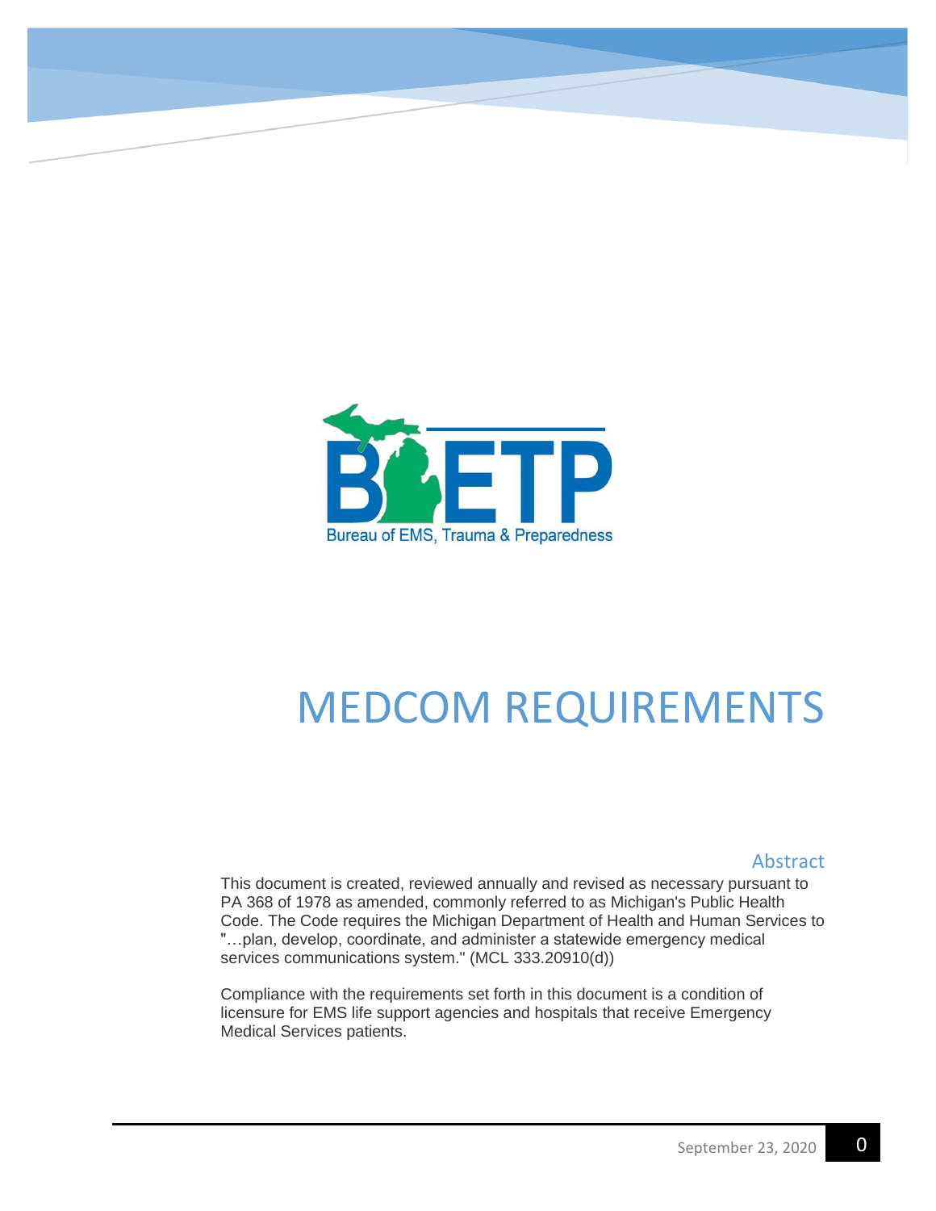Bureau of EMS, Trauma & Preparedness

# MEDCOM REQUIREMENTS

## Abstract

This document is created, reviewed annually and revised as necessary pursuant to PA 368 of 1978 as amended, commonly referred to as Michigan's Public Health Code. The Code requires the Michigan Department of Health and Human Services to "…plan, develop, coordinate, and administer a statewide emergency medical services communications system." (MCL 333.20910(d))

Compliance with the requirements set forth in this document is a condition of licensure for EMS life support agencies and hospitals that receive Emergency Medical Services patients.

September 23, 2020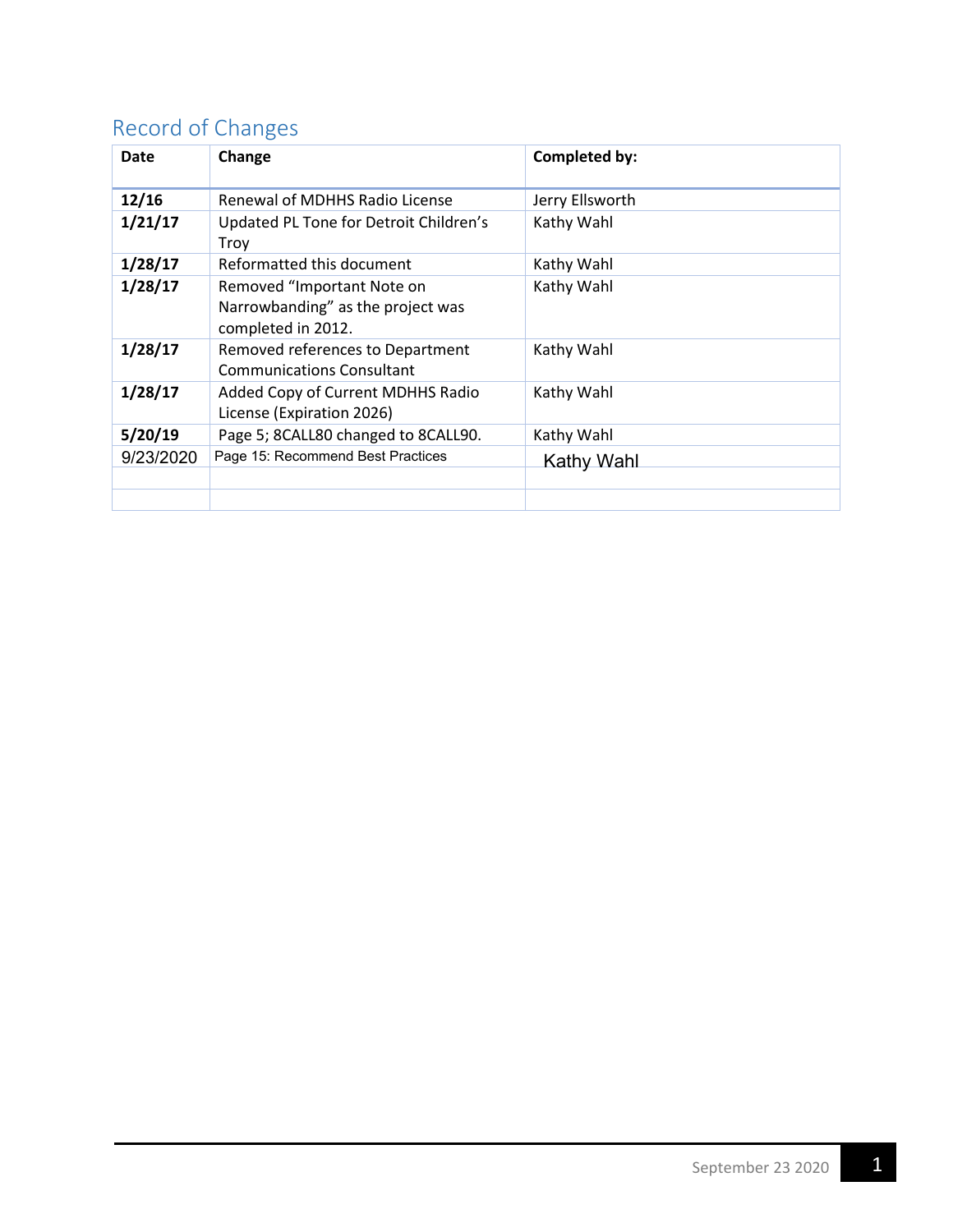## Record of Changes

| Date | Change | Completed by: |
|---|---|---|
| **12/16** | Renewal of MDHHS Radio License | Jerry Ellsworth |
| **1/21/17** | Updated PL Tone for Detroit Children's Troy | Kathy Wahl |
| **1/28/17** | Reformatted this document | Kathy Wahl |
| **1/28/17** | Removed "Important Note on Narrowbanding" as the project was completed in 2012. | Kathy Wahl |
| **1/28/17** | Removed references to Department Communications Consultant | Kathy Wahl |
| **1/28/17** | Added Copy of Current MDHHS Radio License (Expiration 2026) | Kathy Wahl |
| **5/20/19** | Page 5; 8CALL80 changed to 8CALL90. | Kathy Wahl |
| 9/23/2020 | Page 15: Recommend Best Practices | Kathy Wahl |
| | | |
| | | |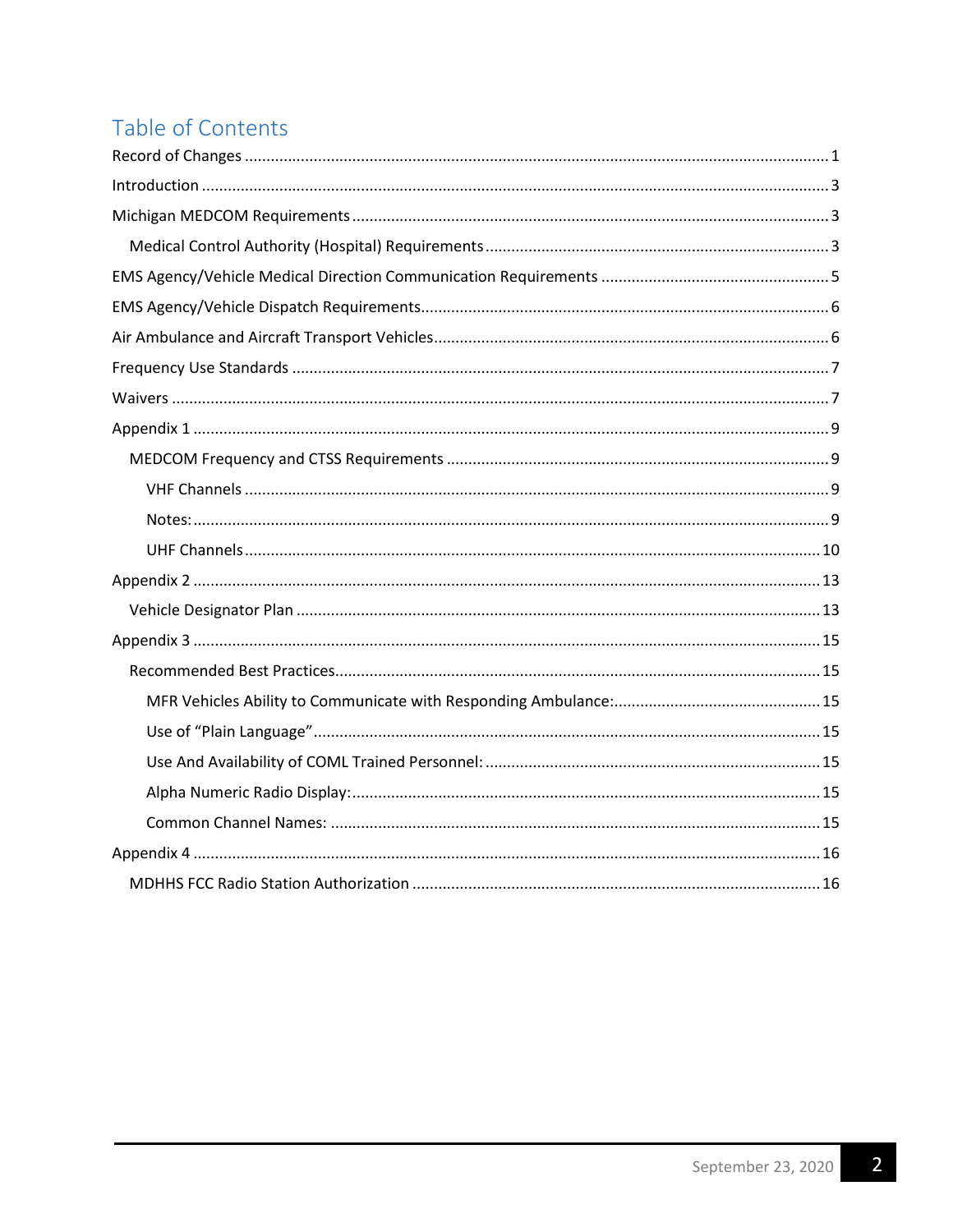# Table of Contents

- Record of Changes ..... 1
- Introduction ..... 3
- Michigan MEDCOM Requirements ..... 3
  - Medical Control Authority (Hospital) Requirements ..... 3
- EMS Agency/Vehicle Medical Direction Communication Requirements ..... 5
- EMS Agency/Vehicle Dispatch Requirements ..... 6
- Air Ambulance and Aircraft Transport Vehicles ..... 6
- Frequency Use Standards ..... 7
- Waivers ..... 7
- Appendix 1 ..... 9
  - MEDCOM Frequency and CTSS Requirements ..... 9
    - VHF Channels ..... 9
    - Notes: ..... 9
    - UHF Channels ..... 10
- Appendix 2 ..... 13
  - Vehicle Designator Plan ..... 13
- Appendix 3 ..... 15
  - Recommended Best Practices ..... 15
    - MFR Vehicles Ability to Communicate with Responding Ambulance: ..... 15
    - Use of "Plain Language" ..... 15
    - Use And Availability of COML Trained Personnel: ..... 15
    - Alpha Numeric Radio Display: ..... 15
    - Common Channel Names: ..... 15
- Appendix 4 ..... 16
  - MDHHS FCC Radio Station Authorization ..... 16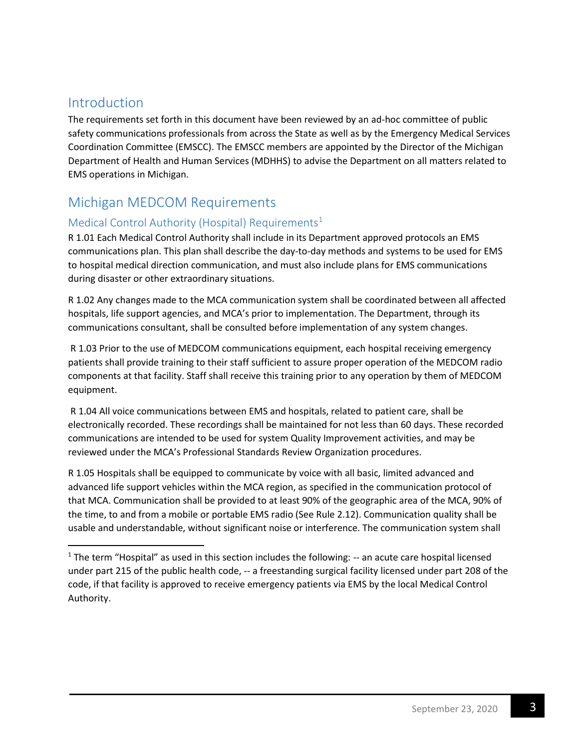## Introduction

The requirements set forth in this document have been reviewed by an ad-hoc committee of public safety communications professionals from across the State as well as by the Emergency Medical Services Coordination Committee (EMSCC). The EMSCC members are appointed by the Director of the Michigan Department of Health and Human Services (MDHHS) to advise the Department on all matters related to EMS operations in Michigan.

## Michigan MEDCOM Requirements

### Medical Control Authority (Hospital) Requirements[1]

R 1.01 Each Medical Control Authority shall include in its Department approved protocols an EMS communications plan. This plan shall describe the day-to-day methods and systems to be used for EMS to hospital medical direction communication, and must also include plans for EMS communications during disaster or other extraordinary situations.

R 1.02 Any changes made to the MCA communication system shall be coordinated between all affected hospitals, life support agencies, and MCA's prior to implementation. The Department, through its communications consultant, shall be consulted before implementation of any system changes.

R 1.03 Prior to the use of MEDCOM communications equipment, each hospital receiving emergency patients shall provide training to their staff sufficient to assure proper operation of the MEDCOM radio components at that facility. Staff shall receive this training prior to any operation by them of MEDCOM equipment.

R 1.04 All voice communications between EMS and hospitals, related to patient care, shall be electronically recorded. These recordings shall be maintained for not less than 60 days. These recorded communications are intended to be used for system Quality Improvement activities, and may be reviewed under the MCA's Professional Standards Review Organization procedures.

R 1.05 Hospitals shall be equipped to communicate by voice with all basic, limited advanced and advanced life support vehicles within the MCA region, as specified in the communication protocol of that MCA. Communication shall be provided to at least 90% of the geographic area of the MCA, 90% of the time, to and from a mobile or portable EMS radio (See Rule 2.12). Communication quality shall be usable and understandable, without significant noise or interference. The communication system shall

[1] The term "Hospital" as used in this section includes the following: -- an acute care hospital licensed under part 215 of the public health code, -- a freestanding surgical facility licensed under part 208 of the code, if that facility is approved to receive emergency patients via EMS by the local Medical Control Authority.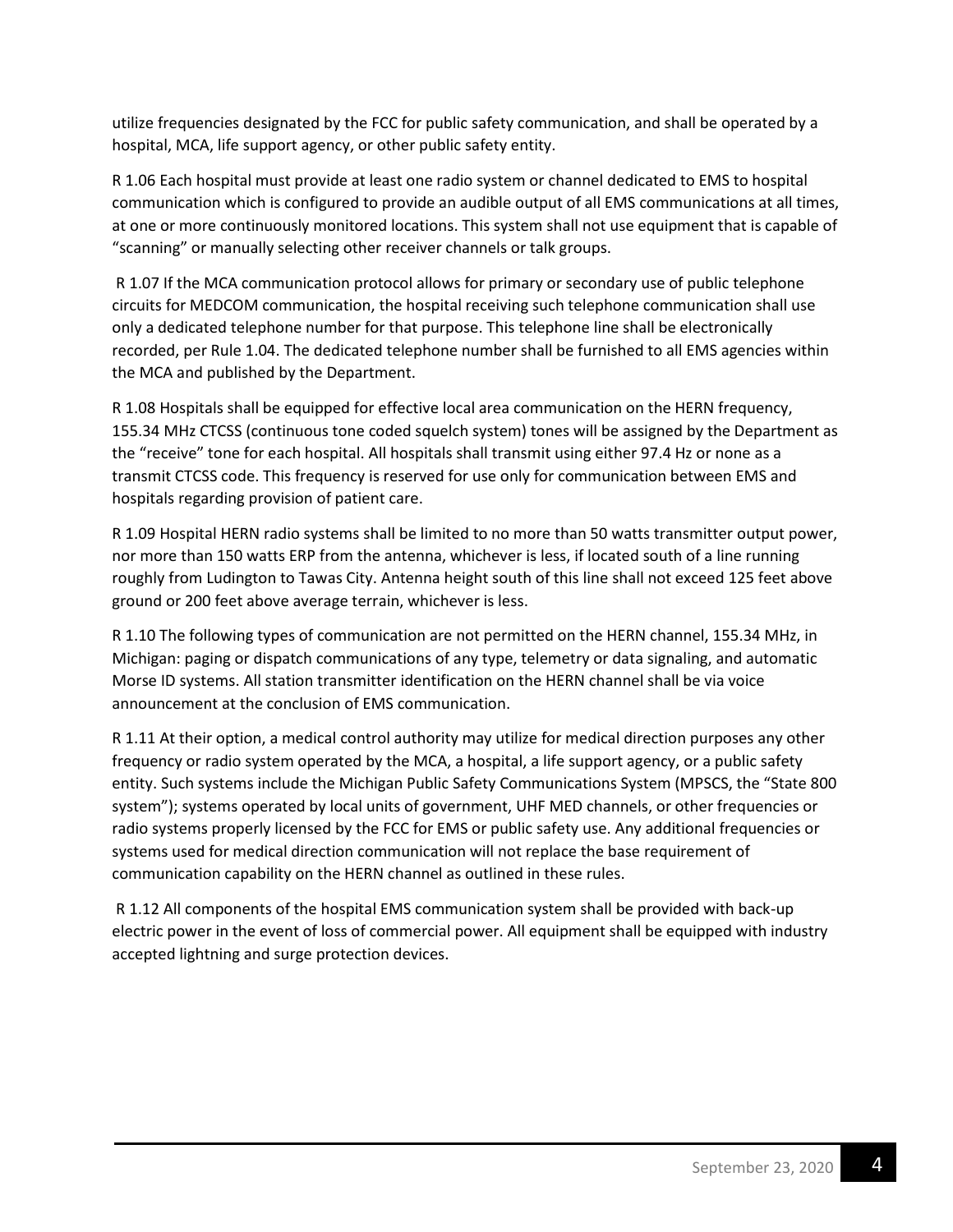utilize frequencies designated by the FCC for public safety communication, and shall be operated by a hospital, MCA, life support agency, or other public safety entity.

R 1.06 Each hospital must provide at least one radio system or channel dedicated to EMS to hospital communication which is configured to provide an audible output of all EMS communications at all times, at one or more continuously monitored locations. This system shall not use equipment that is capable of "scanning" or manually selecting other receiver channels or talk groups.

R 1.07 If the MCA communication protocol allows for primary or secondary use of public telephone circuits for MEDCOM communication, the hospital receiving such telephone communication shall use only a dedicated telephone number for that purpose. This telephone line shall be electronically recorded, per Rule 1.04. The dedicated telephone number shall be furnished to all EMS agencies within the MCA and published by the Department.

R 1.08 Hospitals shall be equipped for effective local area communication on the HERN frequency, 155.34 MHz CTCSS (continuous tone coded squelch system) tones will be assigned by the Department as the "receive" tone for each hospital. All hospitals shall transmit using either 97.4 Hz or none as a transmit CTCSS code. This frequency is reserved for use only for communication between EMS and hospitals regarding provision of patient care.

R 1.09 Hospital HERN radio systems shall be limited to no more than 50 watts transmitter output power, nor more than 150 watts ERP from the antenna, whichever is less, if located south of a line running roughly from Ludington to Tawas City. Antenna height south of this line shall not exceed 125 feet above ground or 200 feet above average terrain, whichever is less.

R 1.10 The following types of communication are not permitted on the HERN channel, 155.34 MHz, in Michigan: paging or dispatch communications of any type, telemetry or data signaling, and automatic Morse ID systems. All station transmitter identification on the HERN channel shall be via voice announcement at the conclusion of EMS communication.

R 1.11 At their option, a medical control authority may utilize for medical direction purposes any other frequency or radio system operated by the MCA, a hospital, a life support agency, or a public safety entity. Such systems include the Michigan Public Safety Communications System (MPSCS, the "State 800 system"); systems operated by local units of government, UHF MED channels, or other frequencies or radio systems properly licensed by the FCC for EMS or public safety use. Any additional frequencies or systems used for medical direction communication will not replace the base requirement of communication capability on the HERN channel as outlined in these rules.

R 1.12 All components of the hospital EMS communication system shall be provided with back-up electric power in the event of loss of commercial power. All equipment shall be equipped with industry accepted lightning and surge protection devices.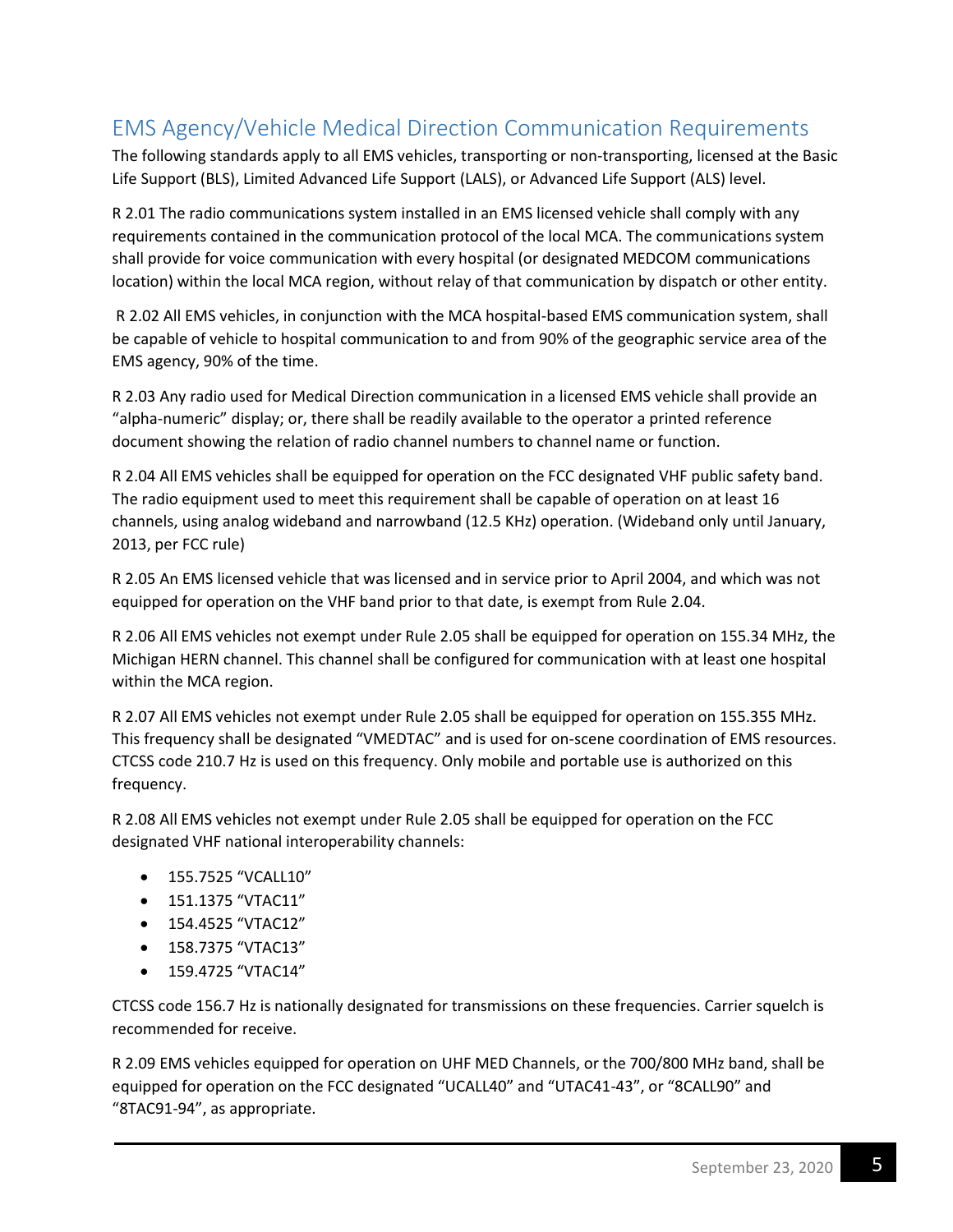## EMS Agency/Vehicle Medical Direction Communication Requirements

The following standards apply to all EMS vehicles, transporting or non-transporting, licensed at the Basic Life Support (BLS), Limited Advanced Life Support (LALS), or Advanced Life Support (ALS) level.

R 2.01 The radio communications system installed in an EMS licensed vehicle shall comply with any requirements contained in the communication protocol of the local MCA. The communications system shall provide for voice communication with every hospital (or designated MEDCOM communications location) within the local MCA region, without relay of that communication by dispatch or other entity.

R 2.02 All EMS vehicles, in conjunction with the MCA hospital-based EMS communication system, shall be capable of vehicle to hospital communication to and from 90% of the geographic service area of the EMS agency, 90% of the time.

R 2.03 Any radio used for Medical Direction communication in a licensed EMS vehicle shall provide an "alpha-numeric" display; or, there shall be readily available to the operator a printed reference document showing the relation of radio channel numbers to channel name or function.

R 2.04 All EMS vehicles shall be equipped for operation on the FCC designated VHF public safety band. The radio equipment used to meet this requirement shall be capable of operation on at least 16 channels, using analog wideband and narrowband (12.5 KHz) operation. (Wideband only until January, 2013, per FCC rule)

R 2.05 An EMS licensed vehicle that was licensed and in service prior to April 2004, and which was not equipped for operation on the VHF band prior to that date, is exempt from Rule 2.04.

R 2.06 All EMS vehicles not exempt under Rule 2.05 shall be equipped for operation on 155.34 MHz, the Michigan HERN channel. This channel shall be configured for communication with at least one hospital within the MCA region.

R 2.07 All EMS vehicles not exempt under Rule 2.05 shall be equipped for operation on 155.355 MHz. This frequency shall be designated "VMEDTAC" and is used for on-scene coordination of EMS resources. CTCSS code 210.7 Hz is used on this frequency. Only mobile and portable use is authorized on this frequency.

R 2.08 All EMS vehicles not exempt under Rule 2.05 shall be equipped for operation on the FCC designated VHF national interoperability channels:

- 155.7525 "VCALL10"
- 151.1375 "VTAC11"
- 154.4525 "VTAC12"
- 158.7375 "VTAC13"
- 159.4725 "VTAC14"

CTCSS code 156.7 Hz is nationally designated for transmissions on these frequencies. Carrier squelch is recommended for receive.

R 2.09 EMS vehicles equipped for operation on UHF MED Channels, or the 700/800 MHz band, shall be equipped for operation on the FCC designated "UCALL40" and "UTAC41-43", or "8CALL90" and "8TAC91-94", as appropriate.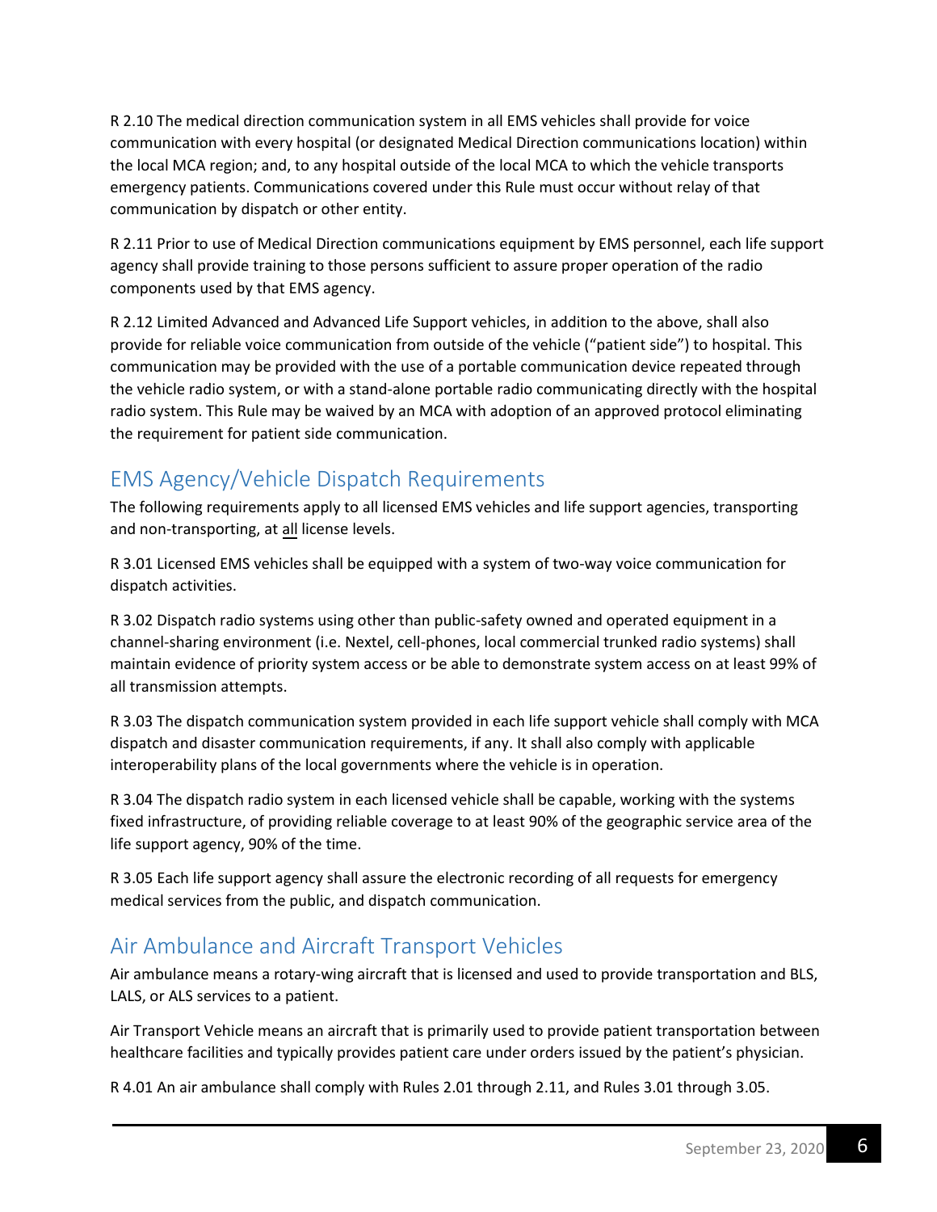R 2.10 The medical direction communication system in all EMS vehicles shall provide for voice communication with every hospital (or designated Medical Direction communications location) within the local MCA region; and, to any hospital outside of the local MCA to which the vehicle transports emergency patients. Communications covered under this Rule must occur without relay of that communication by dispatch or other entity.

R 2.11 Prior to use of Medical Direction communications equipment by EMS personnel, each life support agency shall provide training to those persons sufficient to assure proper operation of the radio components used by that EMS agency.

R 2.12 Limited Advanced and Advanced Life Support vehicles, in addition to the above, shall also provide for reliable voice communication from outside of the vehicle ("patient side") to hospital. This communication may be provided with the use of a portable communication device repeated through the vehicle radio system, or with a stand-alone portable radio communicating directly with the hospital radio system. This Rule may be waived by an MCA with adoption of an approved protocol eliminating the requirement for patient side communication.

## EMS Agency/Vehicle Dispatch Requirements

The following requirements apply to all licensed EMS vehicles and life support agencies, transporting and non-transporting, at <u>all</u> license levels.

R 3.01 Licensed EMS vehicles shall be equipped with a system of two-way voice communication for dispatch activities.

R 3.02 Dispatch radio systems using other than public-safety owned and operated equipment in a channel-sharing environment (i.e. Nextel, cell-phones, local commercial trunked radio systems) shall maintain evidence of priority system access or be able to demonstrate system access on at least 99% of all transmission attempts.

R 3.03 The dispatch communication system provided in each life support vehicle shall comply with MCA dispatch and disaster communication requirements, if any. It shall also comply with applicable interoperability plans of the local governments where the vehicle is in operation.

R 3.04 The dispatch radio system in each licensed vehicle shall be capable, working with the systems fixed infrastructure, of providing reliable coverage to at least 90% of the geographic service area of the life support agency, 90% of the time.

R 3.05 Each life support agency shall assure the electronic recording of all requests for emergency medical services from the public, and dispatch communication.

## Air Ambulance and Aircraft Transport Vehicles

Air ambulance means a rotary-wing aircraft that is licensed and used to provide transportation and BLS, LALS, or ALS services to a patient.

Air Transport Vehicle means an aircraft that is primarily used to provide patient transportation between healthcare facilities and typically provides patient care under orders issued by the patient's physician.

R 4.01 An air ambulance shall comply with Rules 2.01 through 2.11, and Rules 3.01 through 3.05.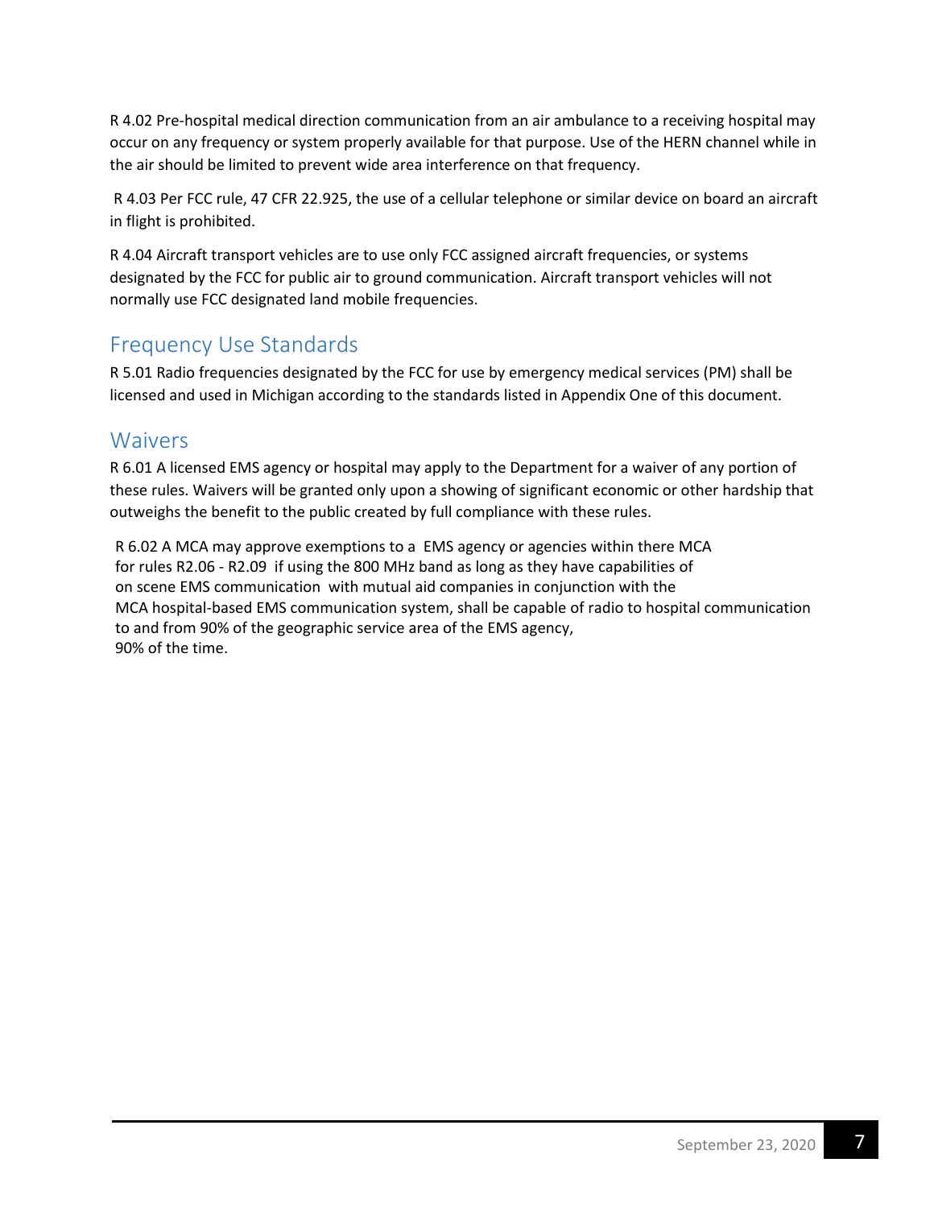R 4.02 Pre-hospital medical direction communication from an air ambulance to a receiving hospital may occur on any frequency or system properly available for that purpose. Use of the HERN channel while in the air should be limited to prevent wide area interference on that frequency.

R 4.03 Per FCC rule, 47 CFR 22.925, the use of a cellular telephone or similar device on board an aircraft in flight is prohibited.

R 4.04 Aircraft transport vehicles are to use only FCC assigned aircraft frequencies, or systems designated by the FCC for public air to ground communication. Aircraft transport vehicles will not normally use FCC designated land mobile frequencies.

## Frequency Use Standards

R 5.01 Radio frequencies designated by the FCC for use by emergency medical services (PM) shall be licensed and used in Michigan according to the standards listed in Appendix One of this document.

## Waivers

R 6.01 A licensed EMS agency or hospital may apply to the Department for a waiver of any portion of these rules. Waivers will be granted only upon a showing of significant economic or other hardship that outweighs the benefit to the public created by full compliance with these rules.

R 6.02 A MCA may approve exemptions to a EMS agency or agencies within there MCA for rules R2.06 - R2.09 if using the 800 MHz band as long as they have capabilities of on scene EMS communication with mutual aid companies in conjunction with the MCA hospital-based EMS communication system, shall be capable of radio to hospital communication to and from 90% of the geographic service area of the EMS agency, 90% of the time.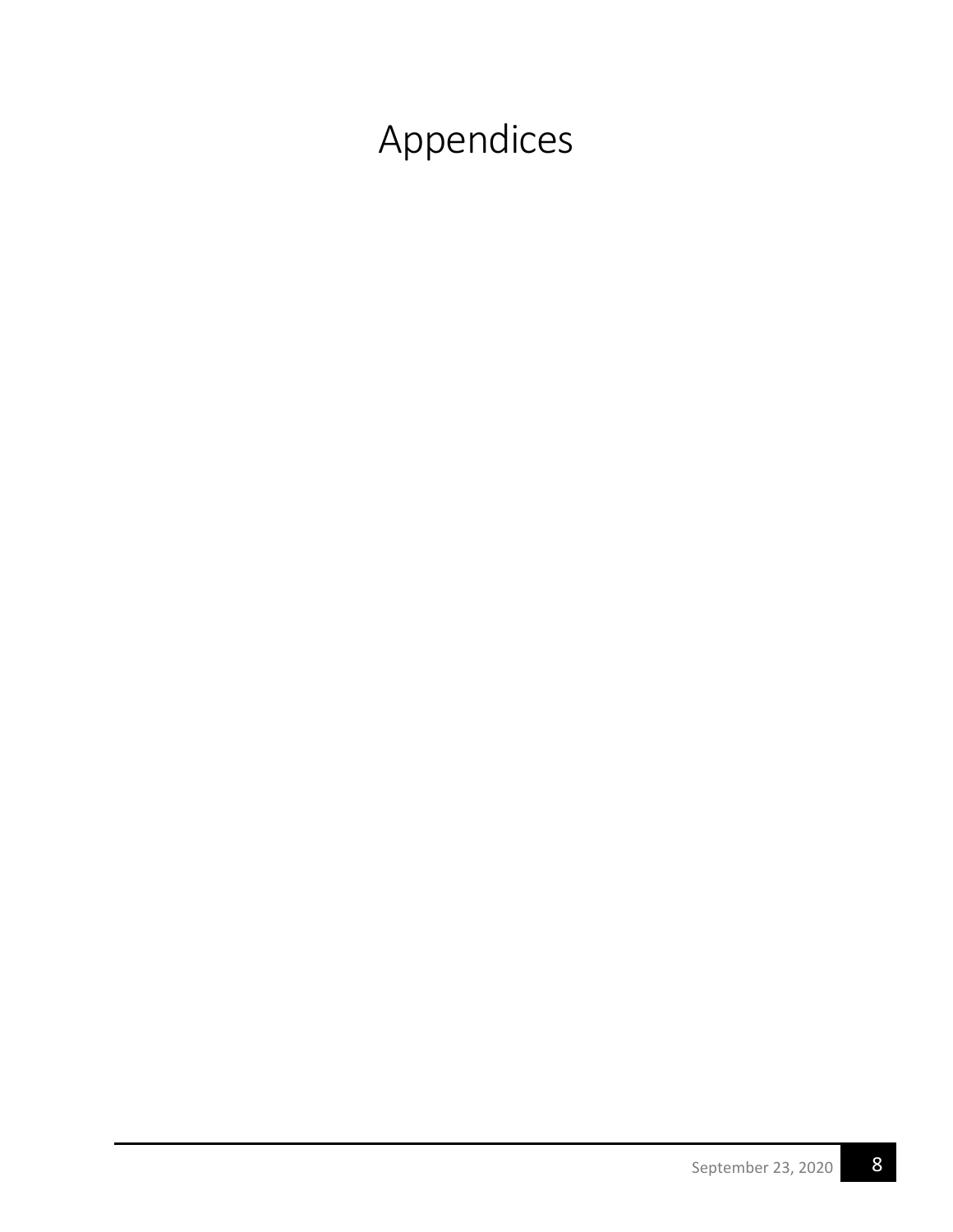# Appendices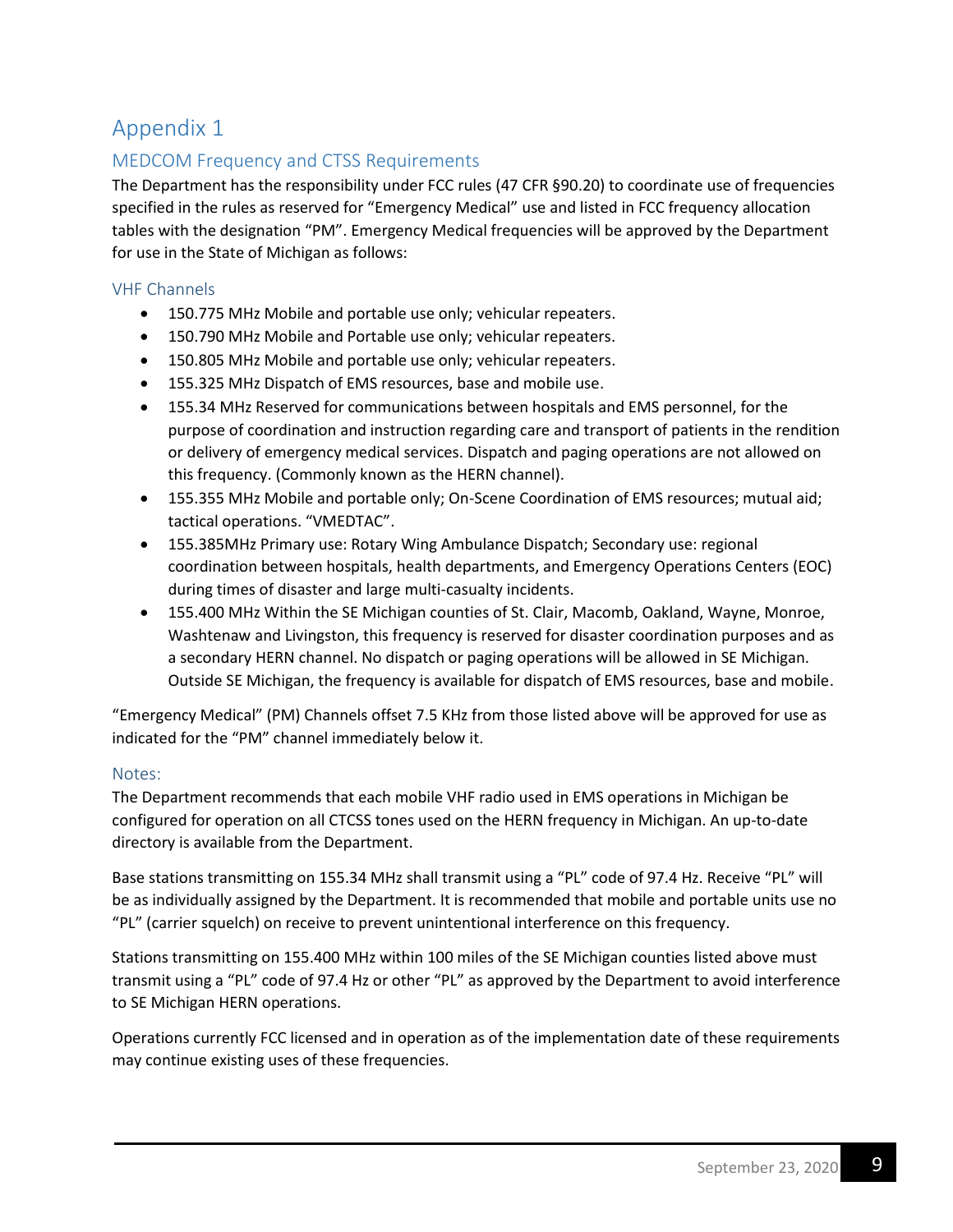# Appendix 1

## MEDCOM Frequency and CTSS Requirements

The Department has the responsibility under FCC rules (47 CFR §90.20) to coordinate use of frequencies specified in the rules as reserved for "Emergency Medical" use and listed in FCC frequency allocation tables with the designation "PM". Emergency Medical frequencies will be approved by the Department for use in the State of Michigan as follows:

### VHF Channels

- 150.775 MHz Mobile and portable use only; vehicular repeaters.
- 150.790 MHz Mobile and Portable use only; vehicular repeaters.
- 150.805 MHz Mobile and portable use only; vehicular repeaters.
- 155.325 MHz Dispatch of EMS resources, base and mobile use.
- 155.34 MHz Reserved for communications between hospitals and EMS personnel, for the purpose of coordination and instruction regarding care and transport of patients in the rendition or delivery of emergency medical services. Dispatch and paging operations are not allowed on this frequency. (Commonly known as the HERN channel).
- 155.355 MHz Mobile and portable only; On-Scene Coordination of EMS resources; mutual aid; tactical operations. "VMEDTAC".
- 155.385MHz Primary use: Rotary Wing Ambulance Dispatch; Secondary use: regional coordination between hospitals, health departments, and Emergency Operations Centers (EOC) during times of disaster and large multi-casualty incidents.
- 155.400 MHz Within the SE Michigan counties of St. Clair, Macomb, Oakland, Wayne, Monroe, Washtenaw and Livingston, this frequency is reserved for disaster coordination purposes and as a secondary HERN channel. No dispatch or paging operations will be allowed in SE Michigan. Outside SE Michigan, the frequency is available for dispatch of EMS resources, base and mobile.

"Emergency Medical" (PM) Channels offset 7.5 KHz from those listed above will be approved for use as indicated for the "PM" channel immediately below it.

### Notes:

The Department recommends that each mobile VHF radio used in EMS operations in Michigan be configured for operation on all CTCSS tones used on the HERN frequency in Michigan. An up-to-date directory is available from the Department.

Base stations transmitting on 155.34 MHz shall transmit using a "PL" code of 97.4 Hz. Receive "PL" will be as individually assigned by the Department. It is recommended that mobile and portable units use no "PL" (carrier squelch) on receive to prevent unintentional interference on this frequency.

Stations transmitting on 155.400 MHz within 100 miles of the SE Michigan counties listed above must transmit using a "PL" code of 97.4 Hz or other "PL" as approved by the Department to avoid interference to SE Michigan HERN operations.

Operations currently FCC licensed and in operation as of the implementation date of these requirements may continue existing uses of these frequencies.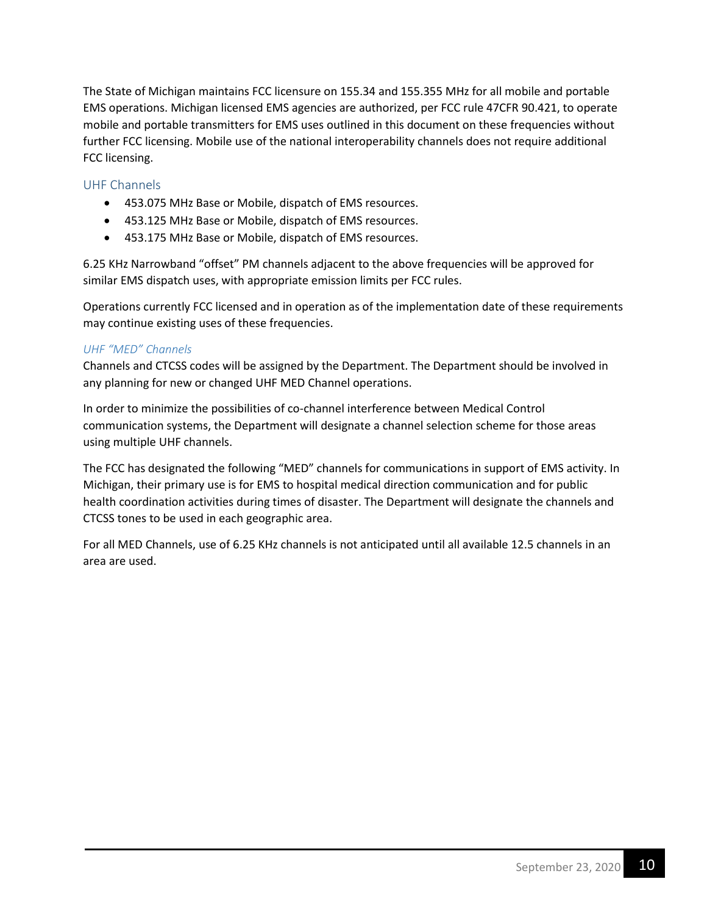The State of Michigan maintains FCC licensure on 155.34 and 155.355 MHz for all mobile and portable EMS operations. Michigan licensed EMS agencies are authorized, per FCC rule 47CFR 90.421, to operate mobile and portable transmitters for EMS uses outlined in this document on these frequencies without further FCC licensing. Mobile use of the national interoperability channels does not require additional FCC licensing.

## UHF Channels

- 453.075 MHz Base or Mobile, dispatch of EMS resources.
- 453.125 MHz Base or Mobile, dispatch of EMS resources.
- 453.175 MHz Base or Mobile, dispatch of EMS resources.

6.25 KHz Narrowband "offset" PM channels adjacent to the above frequencies will be approved for similar EMS dispatch uses, with appropriate emission limits per FCC rules.

Operations currently FCC licensed and in operation as of the implementation date of these requirements may continue existing uses of these frequencies.

### *UHF "MED" Channels*

Channels and CTCSS codes will be assigned by the Department. The Department should be involved in any planning for new or changed UHF MED Channel operations.

In order to minimize the possibilities of co-channel interference between Medical Control communication systems, the Department will designate a channel selection scheme for those areas using multiple UHF channels.

The FCC has designated the following "MED" channels for communications in support of EMS activity. In Michigan, their primary use is for EMS to hospital medical direction communication and for public health coordination activities during times of disaster. The Department will designate the channels and CTCSS tones to be used in each geographic area.

For all MED Channels, use of 6.25 KHz channels is not anticipated until all available 12.5 channels in an area are used.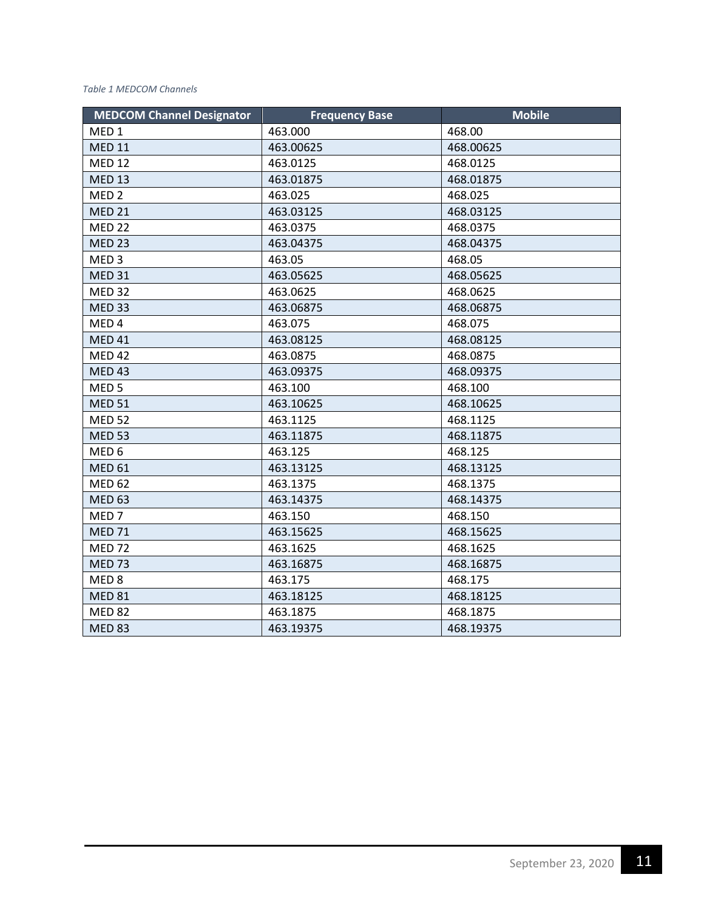*Table 1 MEDCOM Channels*

| MEDCOM Channel Designator | Frequency Base | Mobile |
| --- | --- | --- |
| MED 1 | 463.000 | 468.00 |
| MED 11 | 463.00625 | 468.00625 |
| MED 12 | 463.0125 | 468.0125 |
| MED 13 | 463.01875 | 468.01875 |
| MED 2 | 463.025 | 468.025 |
| MED 21 | 463.03125 | 468.03125 |
| MED 22 | 463.0375 | 468.0375 |
| MED 23 | 463.04375 | 468.04375 |
| MED 3 | 463.05 | 468.05 |
| MED 31 | 463.05625 | 468.05625 |
| MED 32 | 463.0625 | 468.0625 |
| MED 33 | 463.06875 | 468.06875 |
| MED 4 | 463.075 | 468.075 |
| MED 41 | 463.08125 | 468.08125 |
| MED 42 | 463.0875 | 468.0875 |
| MED 43 | 463.09375 | 468.09375 |
| MED 5 | 463.100 | 468.100 |
| MED 51 | 463.10625 | 468.10625 |
| MED 52 | 463.1125 | 468.1125 |
| MED 53 | 463.11875 | 468.11875 |
| MED 6 | 463.125 | 468.125 |
| MED 61 | 463.13125 | 468.13125 |
| MED 62 | 463.1375 | 468.1375 |
| MED 63 | 463.14375 | 468.14375 |
| MED 7 | 463.150 | 468.150 |
| MED 71 | 463.15625 | 468.15625 |
| MED 72 | 463.1625 | 468.1625 |
| MED 73 | 463.16875 | 468.16875 |
| MED 8 | 463.175 | 468.175 |
| MED 81 | 463.18125 | 468.18125 |
| MED 82 | 463.1875 | 468.1875 |
| MED 83 | 463.19375 | 468.19375 |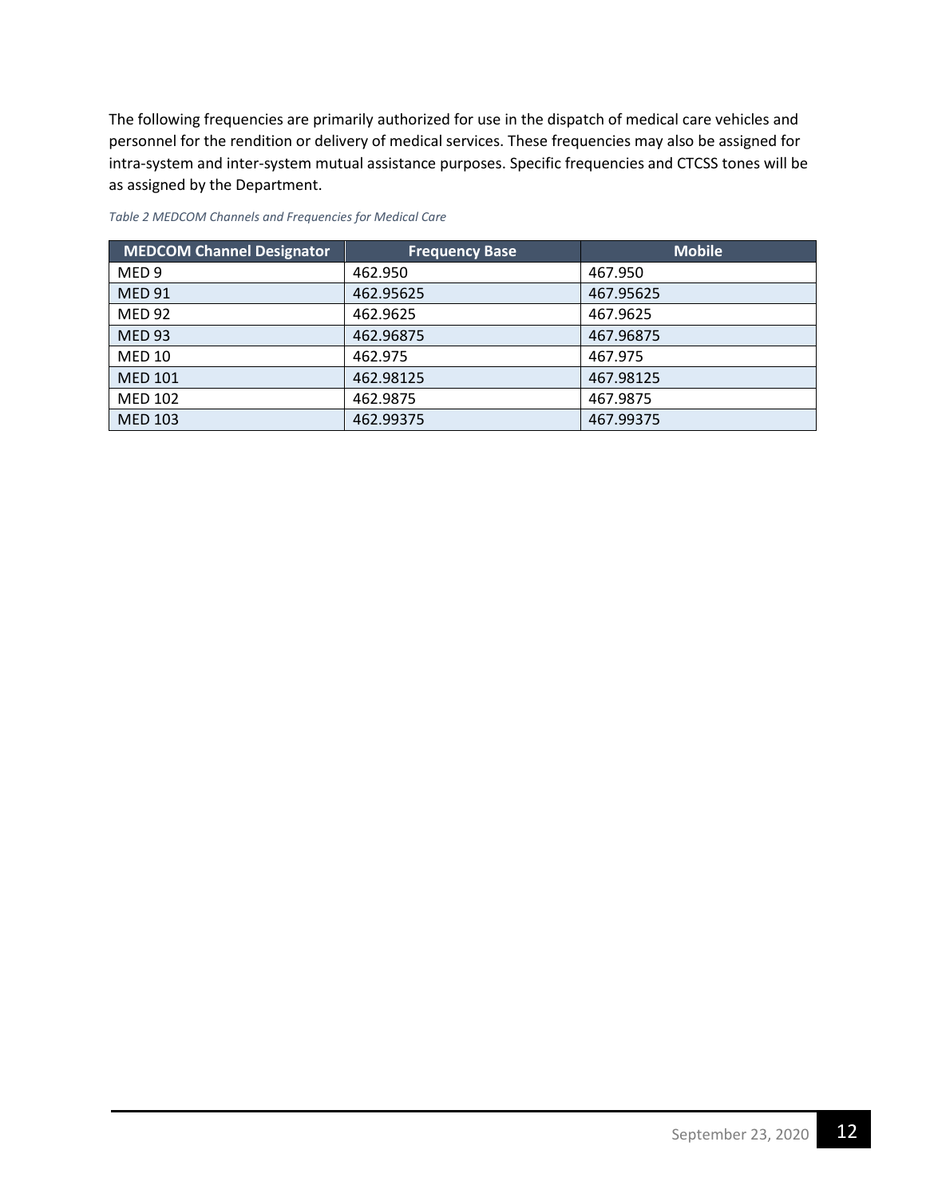The following frequencies are primarily authorized for use in the dispatch of medical care vehicles and personnel for the rendition or delivery of medical services. These frequencies may also be assigned for intra-system and inter-system mutual assistance purposes. Specific frequencies and CTCSS tones will be as assigned by the Department.

*Table 2 MEDCOM Channels and Frequencies for Medical Care*

| MEDCOM Channel Designator | Frequency Base | Mobile |
|---|---|---|
| MED 9 | 462.950 | 467.950 |
| MED 91 | 462.95625 | 467.95625 |
| MED 92 | 462.9625 | 467.9625 |
| MED 93 | 462.96875 | 467.96875 |
| MED 10 | 462.975 | 467.975 |
| MED 101 | 462.98125 | 467.98125 |
| MED 102 | 462.9875 | 467.9875 |
| MED 103 | 462.99375 | 467.99375 |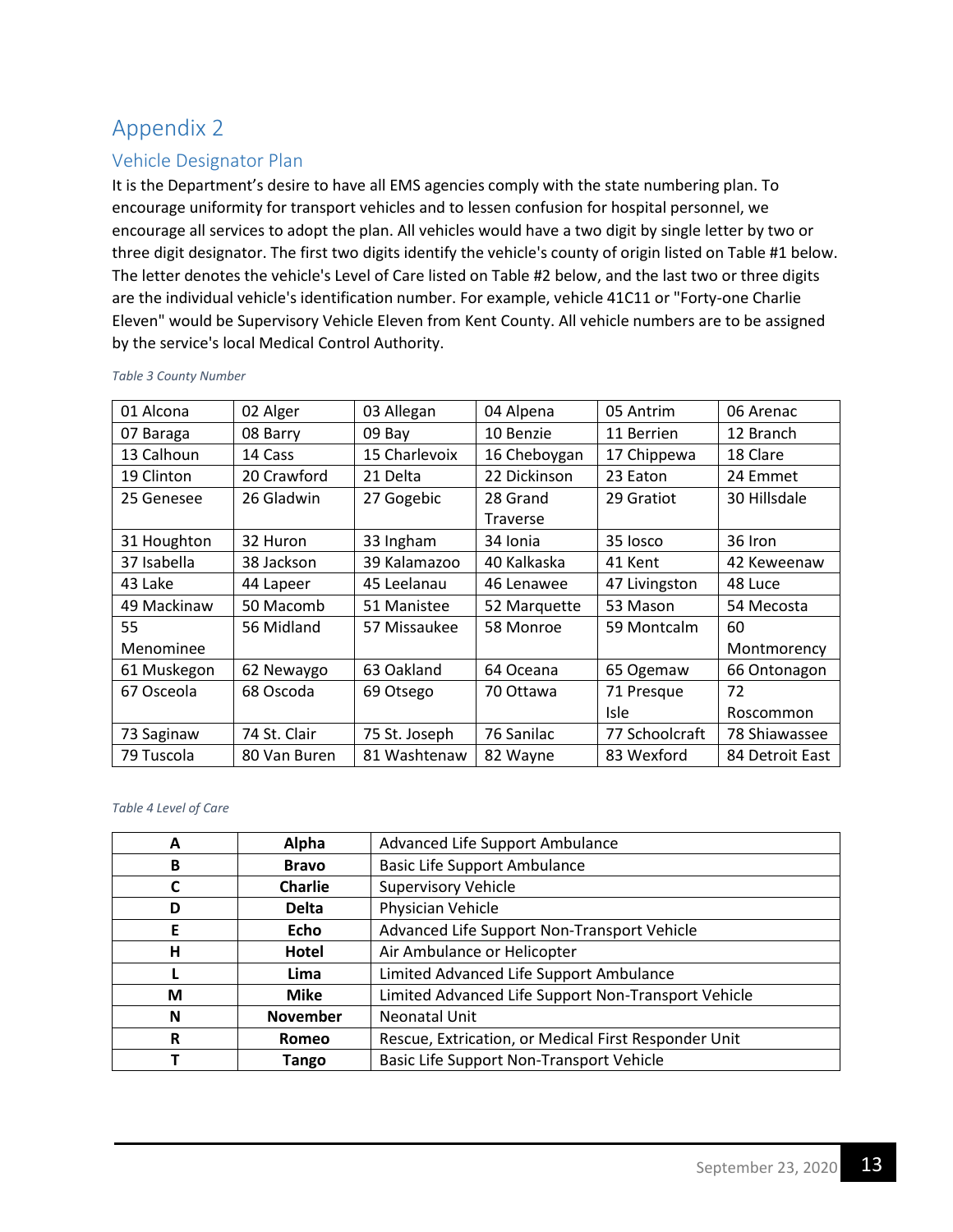# Appendix 2

## Vehicle Designator Plan

It is the Department's desire to have all EMS agencies comply with the state numbering plan. To encourage uniformity for transport vehicles and to lessen confusion for hospital personnel, we encourage all services to adopt the plan. All vehicles would have a two digit by single letter by two or three digit designator. The first two digits identify the vehicle's county of origin listed on Table #1 below. The letter denotes the vehicle's Level of Care listed on Table #2 below, and the last two or three digits are the individual vehicle's identification number. For example, vehicle 41C11 or "Forty-one Charlie Eleven" would be Supervisory Vehicle Eleven from Kent County. All vehicle numbers are to be assigned by the service's local Medical Control Authority.

*Table 3 County Number*

| | | | | | |
|---|---|---|---|---|---|
| 01 Alcona | 02 Alger | 03 Allegan | 04 Alpena | 05 Antrim | 06 Arenac |
| 07 Baraga | 08 Barry | 09 Bay | 10 Benzie | 11 Berrien | 12 Branch |
| 13 Calhoun | 14 Cass | 15 Charlevoix | 16 Cheboygan | 17 Chippewa | 18 Clare |
| 19 Clinton | 20 Crawford | 21 Delta | 22 Dickinson | 23 Eaton | 24 Emmet |
| 25 Genesee | 26 Gladwin | 27 Gogebic | 28 Grand Traverse | 29 Gratiot | 30 Hillsdale |
| 31 Houghton | 32 Huron | 33 Ingham | 34 Ionia | 35 Iosco | 36 Iron |
| 37 Isabella | 38 Jackson | 39 Kalamazoo | 40 Kalkaska | 41 Kent | 42 Keweenaw |
| 43 Lake | 44 Lapeer | 45 Leelanau | 46 Lenawee | 47 Livingston | 48 Luce |
| 49 Mackinaw | 50 Macomb | 51 Manistee | 52 Marquette | 53 Mason | 54 Mecosta |
| 55 Menominee | 56 Midland | 57 Missaukee | 58 Monroe | 59 Montcalm | 60 Montmorency |
| 61 Muskegon | 62 Newaygo | 63 Oakland | 64 Oceana | 65 Ogemaw | 66 Ontonagon |
| 67 Osceola | 68 Oscoda | 69 Otsego | 70 Ottawa | 71 Presque Isle | 72 Roscommon |
| 73 Saginaw | 74 St. Clair | 75 St. Joseph | 76 Sanilac | 77 Schoolcraft | 78 Shiawassee |
| 79 Tuscola | 80 Van Buren | 81 Washtenaw | 82 Wayne | 83 Wexford | 84 Detroit East |

*Table 4 Level of Care*

| | | |
|---|---|---|
| **A** | **Alpha** | Advanced Life Support Ambulance |
| **B** | **Bravo** | Basic Life Support Ambulance |
| **C** | **Charlie** | Supervisory Vehicle |
| **D** | **Delta** | Physician Vehicle |
| **E** | **Echo** | Advanced Life Support Non-Transport Vehicle |
| **H** | **Hotel** | Air Ambulance or Helicopter |
| **L** | **Lima** | Limited Advanced Life Support Ambulance |
| **M** | **Mike** | Limited Advanced Life Support Non-Transport Vehicle |
| **N** | **November** | Neonatal Unit |
| **R** | **Romeo** | Rescue, Extrication, or Medical First Responder Unit |
| **T** | **Tango** | Basic Life Support Non-Transport Vehicle |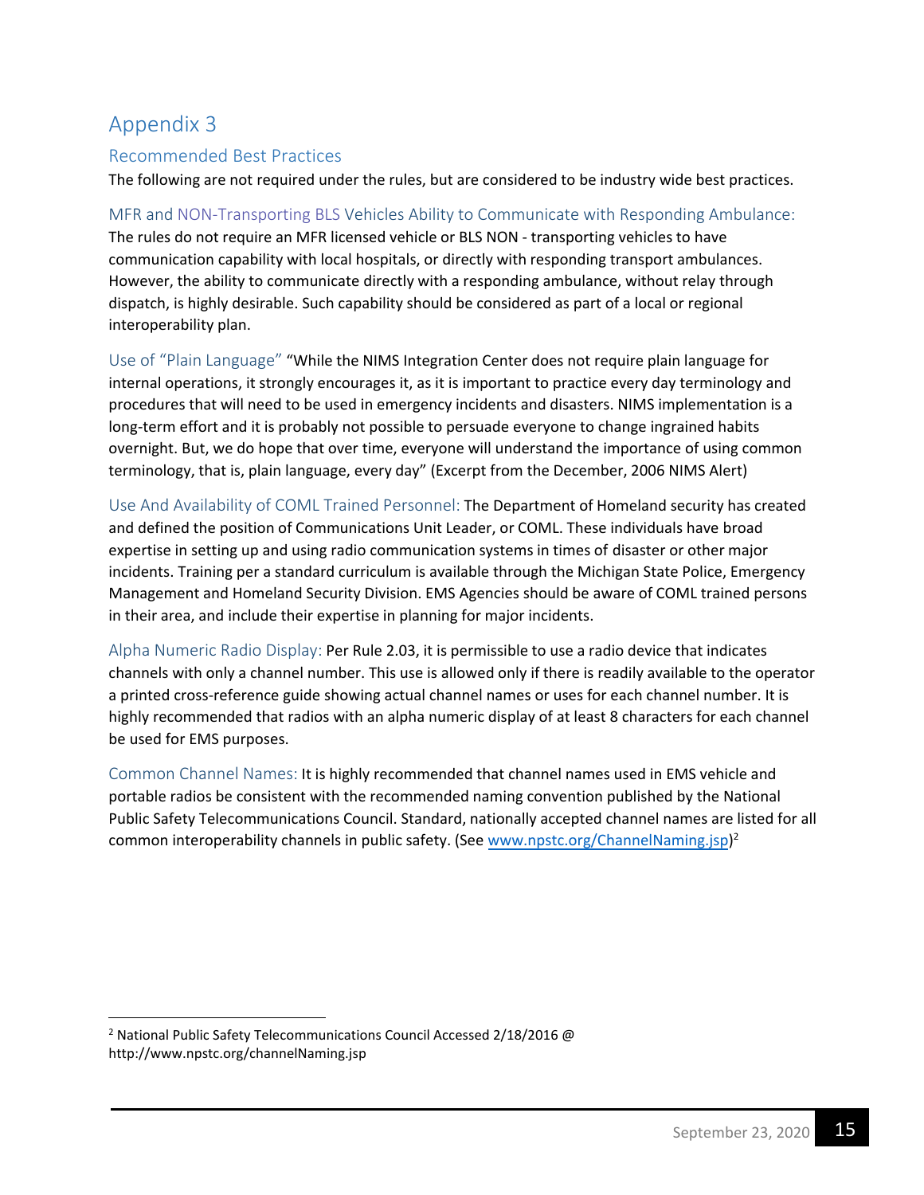# Appendix 3

## Recommended Best Practices

The following are not required under the rules, but are considered to be industry wide best practices.

### MFR and NON-Transporting BLS Vehicles Ability to Communicate with Responding Ambulance:

The rules do not require an MFR licensed vehicle or BLS NON - transporting vehicles to have communication capability with local hospitals, or directly with responding transport ambulances. However, the ability to communicate directly with a responding ambulance, without relay through dispatch, is highly desirable. Such capability should be considered as part of a local or regional interoperability plan.

**Use of "Plain Language"** "While the NIMS Integration Center does not require plain language for internal operations, it strongly encourages it, as it is important to practice every day terminology and procedures that will need to be used in emergency incidents and disasters. NIMS implementation is a long-term effort and it is probably not possible to persuade everyone to change ingrained habits overnight. But, we do hope that over time, everyone will understand the importance of using common terminology, that is, plain language, every day" (Excerpt from the December, 2006 NIMS Alert)

**Use And Availability of COML Trained Personnel:** The Department of Homeland security has created and defined the position of Communications Unit Leader, or COML. These individuals have broad expertise in setting up and using radio communication systems in times of disaster or other major incidents. Training per a standard curriculum is available through the Michigan State Police, Emergency Management and Homeland Security Division. EMS Agencies should be aware of COML trained persons in their area, and include their expertise in planning for major incidents.

**Alpha Numeric Radio Display:** Per Rule 2.03, it is permissible to use a radio device that indicates channels with only a channel number. This use is allowed only if there is readily available to the operator a printed cross-reference guide showing actual channel names or uses for each channel number. It is highly recommended that radios with an alpha numeric display of at least 8 characters for each channel be used for EMS purposes.

**Common Channel Names:** It is highly recommended that channel names used in EMS vehicle and portable radios be consistent with the recommended naming convention published by the National Public Safety Telecommunications Council. Standard, nationally accepted channel names are listed for all common interoperability channels in public safety. (See www.npstc.org/ChannelNaming.jsp)[2]

---

[2] National Public Safety Telecommunications Council Accessed 2/18/2016 @ http://www.npstc.org/channelNaming.jsp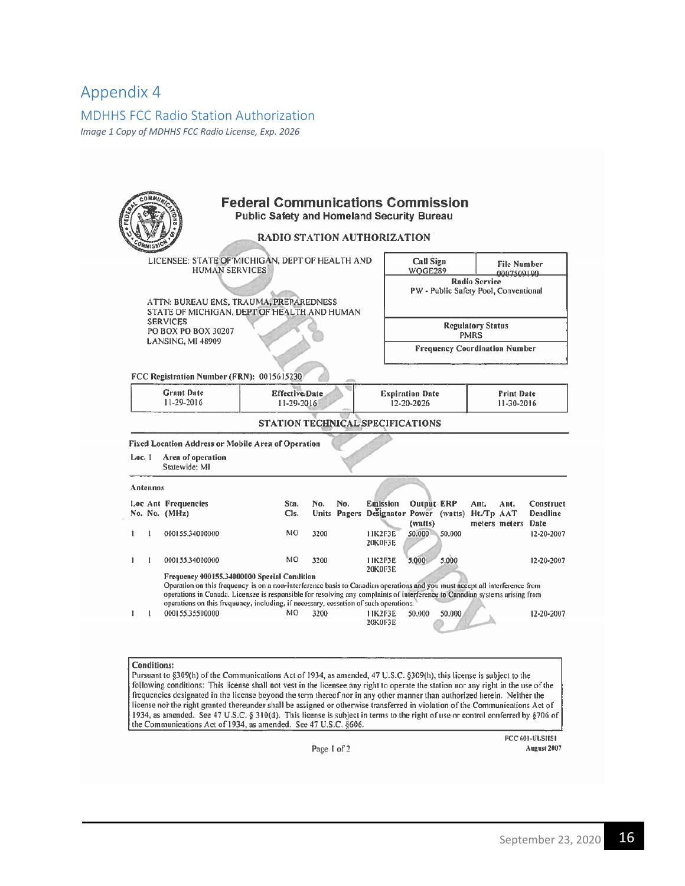# Appendix 4

## MDHHS FCC Radio Station Authorization

*Image 1 Copy of MDHHS FCC Radio License, Exp. 2026*

**Federal Communications Commission**
**Public Safety and Homeland Security Bureau**

**RADIO STATION AUTHORIZATION**

LICENSEE: STATE OF MICHIGAN, DEPT OF HEALTH AND HUMAN SERVICES

ATTN: BUREAU EMS, TRAUMA, PREPAREDNESS
STATE OF MICHIGAN, DEPT OF HEALTH AND HUMAN SERVICES
PO BOX PO BOX 30207
LANSING, MI 48909

| Call Sign | File Number |
|---|---|
| WQGE289 | 0007509190 |

**Radio Service**
PW - Public Safety Pool, Conventional

**Regulatory Status**
PMRS

**Frequency Coordination Number**

FCC Registration Number (FRN): 0015615230

| Grant Date | Effective Date | Expiration Date | Print Date |
|---|---|---|---|
| 11-29-2016 | 11-29-2016 | 12-20-2026 | 11-30-2016 |

**STATION TECHNICAL SPECIFICATIONS**

**Fixed Location Address or Mobile Area of Operation**

Loc. 1 Area of operation
Statewide: MI

**Antennas**

| Loc No. | Ant No. | Frequencies (MHz) | Sta. Cls. | No. Units | No. Pagers | Emission Designator | Output Power (watts) | ERP (watts) | Ant. Ht./Tp meters | Ant. AAT meters | Construct Deadline Date |
|---|---|---|---|---|---|---|---|---|---|---|---|
| 1 | 1 | 000155.34000000 | MO | 3200 | | 11K2F3E 20K0F3E | 50.000 | 50.000 | | | 12-20-2007 |
| 1 | 1 | 000155.34000000 | MO | 3200 | | 11K2F3E 20K0F3E | 5.000 | 5.000 | | | 12-20-2007 |

**Frequency 000155.34000000 Special Condition**
Operation on this frequency is on a non-interference basis to Canadian operations and you must accept all interference from operations in Canada. Licensee is responsible for resolving any complaints of interference to Canadian systems arising from operations on this frequency, including, if necessary, cessation of such operations.

| Loc No. | Ant No. | Frequencies (MHz) | Sta. Cls. | No. Units | No. Pagers | Emission Designator | Output Power (watts) | ERP (watts) | Ant. Ht./Tp meters | Ant. AAT meters | Construct Deadline Date |
|---|---|---|---|---|---|---|---|---|---|---|---|
| 1 | 1 | 000155.35500000 | MO | 3200 | | 11K2F3E 20K0F3E | 50.000 | 50.000 | | | 12-20-2007 |

**Conditions:**
Pursuant to §309(h) of the Communications Act of 1934, as amended, 47 U.S.C. §309(h), this license is subject to the following conditions: This license shall not vest in the licensee any right to operate the station nor any right in the use of the frequencies designated in the license beyond the term thereof nor in any other manner than authorized herein. Neither the license nor the right granted thereunder shall be assigned or otherwise transferred in violation of the Communications Act of 1934, as amended. See 47 U.S.C. § 310(d). This license is subject in terms to the right of use or control conferred by §706 of the Communications Act of 1934, as amended. See 47 U.S.C. §606.

FCC 601-ULSHSI
August 2007

Page 1 of 2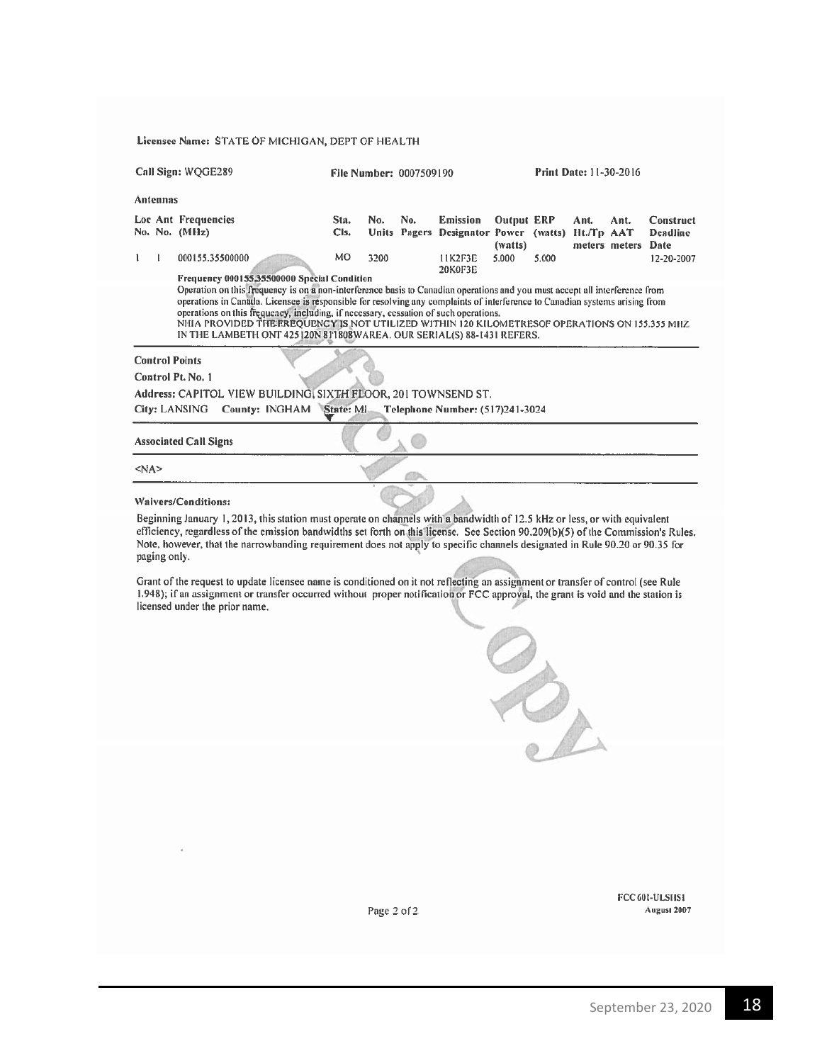Licensee Name: STATE OF MICHIGAN, DEPT OF HEALTH

Call Sign: WQGE289 | File Number: 0007509190 | Print Date: 11-30-2016

**Antennas**

| Loc No. | Ant No. | Frequencies (MHz) | Sta. Cls. | No. Units | No. Pagers | Emission Designator | Output Power (watts) | ERP (watts) | Ant. Ht./Tp meters | Ant. AAT meters | Construct Deadline Date |
|---|---|---|---|---|---|---|---|---|---|---|---|
| 1 | 1 | 000155.35500000 | MO | 3200 | | 11K2F3E 20K0F3E | 5.000 | 5.000 | | | 12-20-2007 |

**Frequency 000155.35500000 Special Condition**

Operation on this frequency is on a non-interference basis to Canadian operations and you must accept all interference from operations in Canada. Licensee is responsible for resolving any complaints of interference to Canadian systems arising from operations on this frequency, including, if necessary, cessation of such operations.
NHIA PROVIDED THE FREQUENCY IS NOT UTILIZED WITHIN 120 KILOMETRESOF OPERATIONS ON 155.355 MHZ IN THE LAMBETH ONT 425120N 811808WAREA. OUR SERIAL(S) 88-1431 REFERS.

**Control Points**

Control Pt. No. 1

Address: CAPITOL VIEW BUILDING, SIXTH FLOOR, 201 TOWNSEND ST.

City: LANSING County: INGHAM State: MI Telephone Number: (517)241-3024

**Associated Call Signs**

<NA>

**Waivers/Conditions:**

Beginning January 1, 2013, this station must operate on channels with a bandwidth of 12.5 kHz or less, or with equivalent efficiency, regardless of the emission bandwidths set forth on this license. See Section 90.209(b)(5) of the Commission's Rules. Note, however, that the narrowbanding requirement does not apply to specific channels designated in Rule 90.20 or 90.35 for paging only.

Grant of the request to update licensee name is conditioned on it not reflecting an assignment or transfer of control (see Rule 1.948); if an assignment or transfer occurred without proper notification or FCC approval, the grant is void and the station is licensed under the prior name.

Page 2 of 2

FCC 601-ULSHS1
August 2007

September 23, 2020